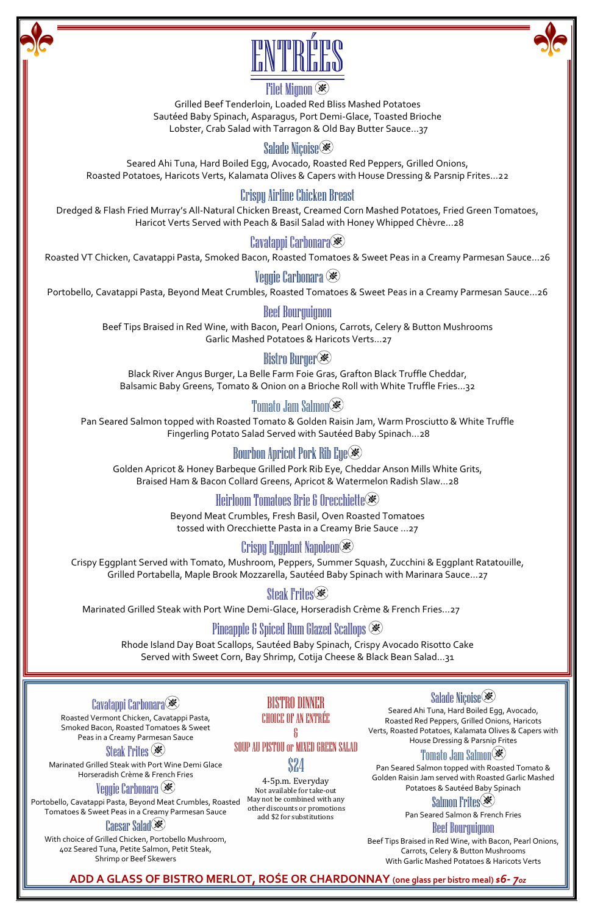# ENTRÉES

## Filet Mignon

Grilled Beef Tenderloin, Loaded Red Bliss Mashed Potatoes
Sautéed Baby Spinach, Asparagus, Port Demi-Glace, Toasted Brioche
Lobster, Crab Salad with Tarragon & Old Bay Butter Sauce…37

## Salade Niçoise

Seared Ahi Tuna, Hard Boiled Egg, Avocado, Roasted Red Peppers, Grilled Onions,
Roasted Potatoes, Haricots Verts, Kalamata Olives & Capers with House Dressing & Parsnip Frites…22

## Crispy Airline Chicken Breast

Dredged & Flash Fried Murray's All-Natural Chicken Breast, Creamed Corn Mashed Potatoes, Fried Green Tomatoes,
Haricot Verts Served with Peach & Basil Salad with Honey Whipped Chèvre…28

## Cavatappi Carbonara

Roasted VT Chicken, Cavatappi Pasta, Smoked Bacon, Roasted Tomatoes & Sweet Peas in a Creamy Parmesan Sauce…26

## Veggie Carbonara

Portobello, Cavatappi Pasta, Beyond Meat Crumbles, Roasted Tomatoes & Sweet Peas in a Creamy Parmesan Sauce…26

## Beef Bourguignon

Beef Tips Braised in Red Wine, with Bacon, Pearl Onions, Carrots, Celery & Button Mushrooms
Garlic Mashed Potatoes & Haricots Verts…27

## Bistro Burger

Black River Angus Burger, La Belle Farm Foie Gras, Grafton Black Truffle Cheddar,
Balsamic Baby Greens, Tomato & Onion on a Brioche Roll with White Truffle Fries…32

## Tomato Jam Salmon

Pan Seared Salmon topped with Roasted Tomato & Golden Raisin Jam, Warm Prosciutto & White Truffle
Fingerling Potato Salad Served with Sautéed Baby Spinach…28

## Bourbon Apricot Pork Rib Eye

Golden Apricot & Honey Barbeque Grilled Pork Rib Eye, Cheddar Anson Mills White Grits,
Braised Ham & Bacon Collard Greens, Apricot & Watermelon Radish Slaw…28

## Heirloom Tomatoes Brie & Orecchiette

Beyond Meat Crumbles, Fresh Basil, Oven Roasted Tomatoes
tossed with Orecchiette Pasta in a Creamy Brie Sauce …27

## Crispy Eggplant Napoleon

Crispy Eggplant Served with Tomato, Mushroom, Peppers, Summer Squash, Zucchini & Eggplant Ratatouille,
Grilled Portabella, Maple Brook Mozzarella, Sautéed Baby Spinach with Marinara Sauce…27

## Steak Frites

Marinated Grilled Steak with Port Wine Demi-Glace, Horseradish Crème & French Fries…27

## Pineapple & Spiced Rum Glazed Scallops

Rhode Island Day Boat Scallops, Sautéed Baby Spinach, Crispy Avocado Risotto Cake
Served with Sweet Corn, Bay Shrimp, Cotija Cheese & Black Bean Salad…31

---

## BISTRO DINNER

### CHOICE OF AN ENTRÉE & SOUP AU PISTOU or MIXED GREEN SALAD

### $24

4-5p.m. Everyday
Not available for take-out
May not be combined with any other discounts or promotions
add $2 for substitutions

### Cavatappi Carbonara

Roasted Vermont Chicken, Cavatappi Pasta, Smoked Bacon, Roasted Tomatoes & Sweet Peas in a Creamy Parmesan Sauce

### Steak Frites

Marinated Grilled Steak with Port Wine Demi Glace Horseradish Crème & French Fries

### Veggie Carbonara

Portobello, Cavatappi Pasta, Beyond Meat Crumbles, Roasted Tomatoes & Sweet Peas in a Creamy Parmesan Sauce

### Caesar Salad

With choice of Grilled Chicken, Portobello Mushroom, 4oz Seared Tuna, Petite Salmon, Petit Steak, Shrimp or Beef Skewers

### Salade Niçoise

Seared Ahi Tuna, Hard Boiled Egg, Avocado, Roasted Red Peppers, Grilled Onions, Haricots Verts, Roasted Potatoes, Kalamata Olives & Capers with House Dressing & Parsnip Frites

### Tomato Jam Salmon

Pan Seared Salmon topped with Roasted Tomato & Golden Raisin Jam served with Roasted Garlic Mashed Potatoes & Sautéed Baby Spinach

### Salmon Frites

Pan Seared Salmon & French Fries

### Beef Bourguignon

Beef Tips Braised in Red Wine, with Bacon, Pearl Onions, Carrots, Celery & Button Mushrooms
With Garlic Mashed Potatoes & Haricots Verts

**ADD A GLASS OF BISTRO MERLOT, ROSÉ OR CHARDONNAY (one glass per bistro meal) $6- 7oz**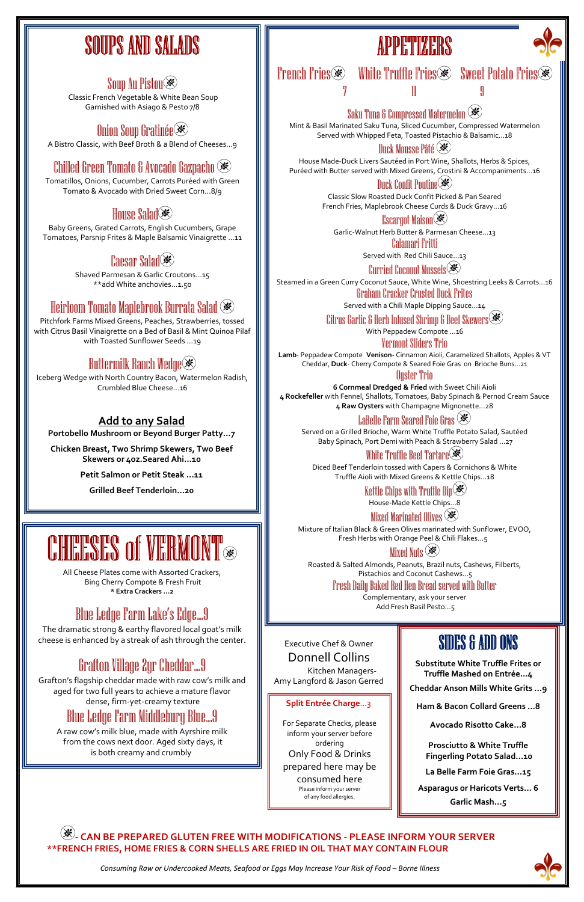# SOUPS AND SALADS

### Soup Au Pistou

Classic French Vegetable & White Bean Soup
Garnished with Asiago & Pesto 7/8

### Onion Soup Gratinée

A Bistro Classic, with Beef Broth & a Blend of Cheeses…9

### Chilled Green Tomato & Avocado Gazpacho

Tomatillos, Onions, Cucumber, Carrots Puréed with Green Tomato & Avocado with Dried Sweet Corn…8/9

### House Salad

Baby Greens, Grated Carrots, English Cucumbers, Grape Tomatoes, Parsnip Frites & Maple Balsamic Vinaigrette …11

### Caesar Salad

Shaved Parmesan & Garlic Croutons…15
**add White anchovies…1.50

### Heirloom Tomato Maplebrook Burrata Salad

Pitchfork Farms Mixed Greens, Peaches, Strawberries, tossed with Citrus Basil Vinaigrette on a Bed of Basil & Mint Quinoa Pilaf with Toasted Sunflower Seeds …19

### Buttermilk Ranch Wedge

Iceberg Wedge with North Country Bacon, Watermelon Radish, Crumbled Blue Cheese…16

## Add to any Salad

**Portobello Mushroom or Beyond Burger Patty…7**

**Chicken Breast, Two Shrimp Skewers, Two Beef Skewers or 4oz.Seared Ahi…10**

**Petit Salmon or Petit Steak …11**

**Grilled Beef Tenderloin…20**

# CHEESES of VERMONT

All Cheese Plates come with Assorted Crackers, Bing Cherry Compote & Fresh Fruit
**\* Extra Crackers …2**

### Blue Ledge Farm Lake's Edge…9

The dramatic strong & earthy flavored local goat's milk cheese is enhanced by a streak of ash through the center.

### Grafton Village 2yr Cheddar…9

Grafton's flagship cheddar made with raw cow's milk and aged for two full years to achieve a mature flavor dense, firm-yet-creamy texture

### Blue Ledge Farm Middlebury Blue…9

A raw cow's milk blue, made with Ayrshire milk from the cows next door. Aged sixty days, it is both creamy and crumbly

# APPETIZERS

### French Fries 7 | White Truffle Fries 11 | Sweet Potato Fries 9

### Saku Tuna & Compressed Watermelon

Mint & Basil Marinated Saku Tuna, Sliced Cucumber, Compressed Watermelon Served with Whipped Feta, Toasted Pistachio & Balsamic…18

### Duck Mousse Pâté

House Made-Duck Livers Sautéed in Port Wine, Shallots, Herbs & Spices, Puréed with Butter served with Mixed Greens, Crostini & Accompaniments…16

### Duck Confit Poutine

Classic Slow Roasted Duck Confit Picked & Pan Seared French Fries, Maplebrook Cheese Curds & Duck Gravy…16

### Escargot Maison

Garlic-Walnut Herb Butter & Parmesan Cheese…13

### Calamari Fritti

Served with Red Chili Sauce…13

### Curried Coconut Mussels

Steamed in a Green Curry Coconut Sauce, White Wine, Shoestring Leeks & Carrots…16

### Graham Cracker Crusted Duck Frites

Served with a Chili Maple Dipping Sauce…14

### Citrus Garlic & Herb Infused Shrimp & Beef Skewers

With Peppadew Compote …16

### Vermont Sliders Trio

**Lamb**- Peppadew Compote **Venison**- Cinnamon Aioli, Caramelized Shallots, Apples & VT Cheddar, **Duck**- Cherry Compote & Seared Foie Gras on Brioche Buns…21

### Oyster Trio

**6 Cornmeal Dredged & Fried** with Sweet Chili Aioli
**4 Rockefeller** with Fennel, Shallots, Tomatoes, Baby Spinach & Pernod Cream Sauce
**4 Raw Oysters** with Champagne Mignonette…28

### LaBelle Farm Seared Foie Gras

Served on a Grilled Brioche, Warm White Truffle Potato Salad, Sautéed Baby Spinach, Port Demi with Peach & Strawberry Salad …27

### White Truffle Beef Tartare

Diced Beef Tenderloin tossed with Capers & Cornichons & White Truffle Aioli with Mixed Greens & Kettle Chips…18

### Kettle Chips with Truffle Dip

House-Made Kettle Chips…8

### Mixed Marinated Olives

Mixture of Italian Black & Green Olives marinated with Sunflower, EVOO, Fresh Herbs with Orange Peel & Chili Flakes…5

### Mixed Nuts

Roasted & Salted Almonds, Peanuts, Brazil nuts, Cashews, Filberts, Pistachios and Coconut Cashews…5

### Fresh Daily Baked Red Hen Bread served with Butter

Complementary, ask your server
Add Fresh Basil Pesto…5

Executive Chef & Owner
Donnell Collins
Kitchen Managers-
Amy Langford & Jason Gerred

**Split Entrée Charge…3**

For Separate Checks, please inform your server before ordering
Only Food & Drinks prepared here may be consumed here
Please inform your server of any food allergies.

# SIDES & ADD ONS

**Substitute White Truffle Frites or Truffle Mashed on Entrée…4**

**Cheddar Anson Mills White Grits …9**

**Ham & Bacon Collard Greens …8**

**Avocado Risotto Cake…8**

**Prosciutto & White Truffle Fingerling Potato Salad…10**

**La Belle Farm Foie Gras…15**

**Asparagus or Haricots Verts… 6**

**Garlic Mash…5**

**- CAN BE PREPARED GLUTEN FREE WITH MODIFICATIONS - PLEASE INFORM YOUR SERVER**
**\*\*FRENCH FRIES, HOME FRIES & CORN SHELLS ARE FRIED IN OIL THAT MAY CONTAIN FLOUR**

*Consuming Raw or Undercooked Meats, Seafood or Eggs May Increase Your Risk of Food – Borne Illness*